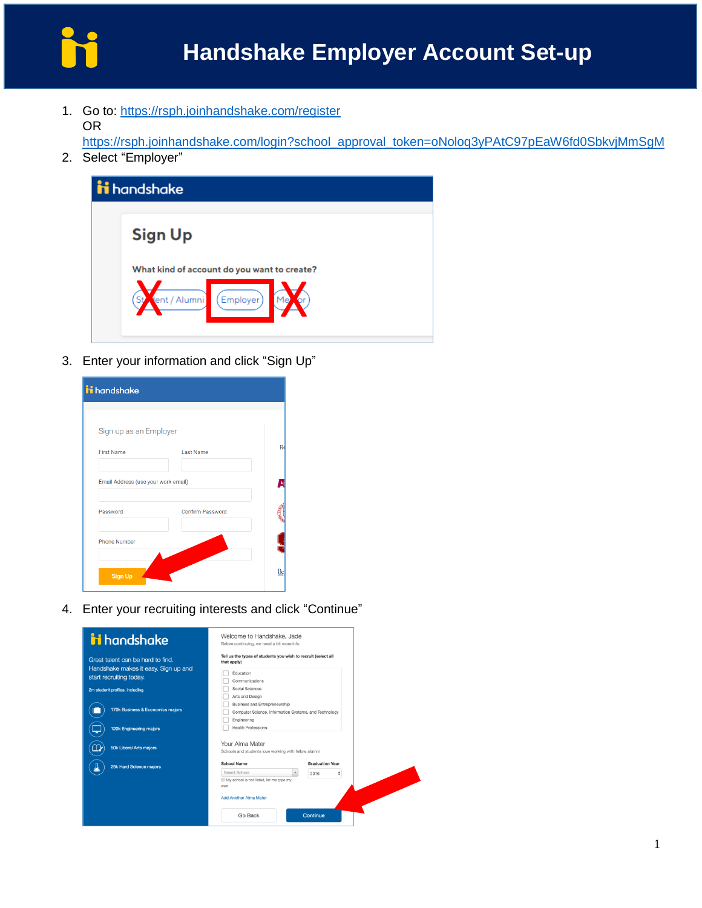# Handshake Employer Account Set-up

1. Go to: https://rsph.joinhandshake.com/register
   OR
   https://rsph.joinhandshake.com/login?school_approval_token=oNoloq3yPAtC97pEaW6fd0SbkvjMmSgM
2. Select "Employer"
3. Enter your information and click "Sign Up"
4. Enter your recruiting interests and click "Continue"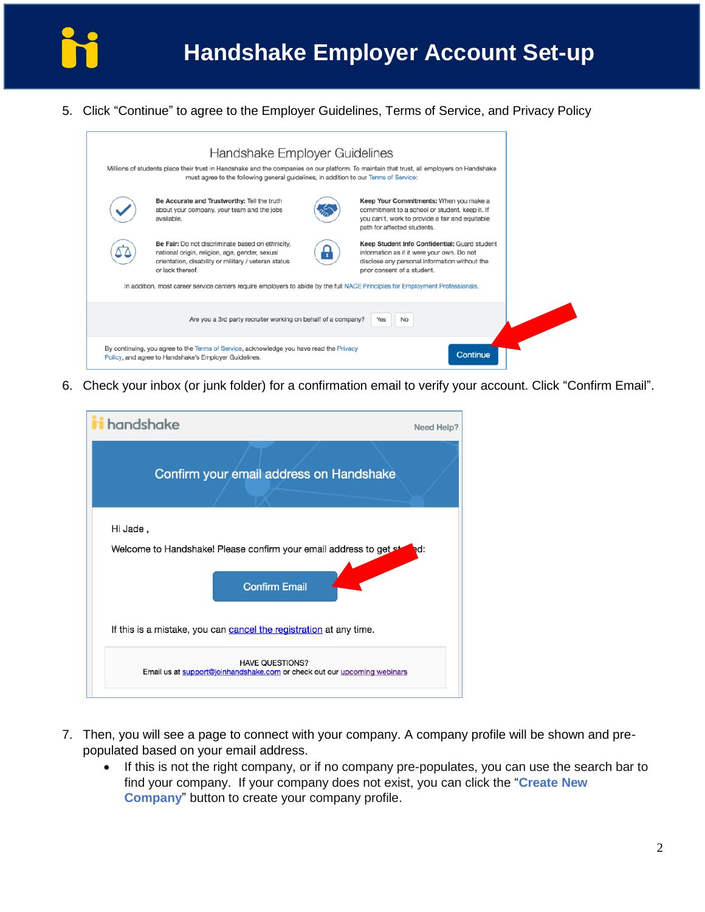# Handshake Employer Account Set-up

5. Click "Continue" to agree to the Employer Guidelines, Terms of Service, and Privacy Policy

6. Check your inbox (or junk folder) for a confirmation email to verify your account. Click "Confirm Email".

7. Then, you will see a page to connect with your company. A company profile will be shown and pre-populated based on your email address.
   - If this is not the right company, or if no company pre-populates, you can use the search bar to find your company. If your company does not exist, you can click the "**Create New Company**" button to create your company profile.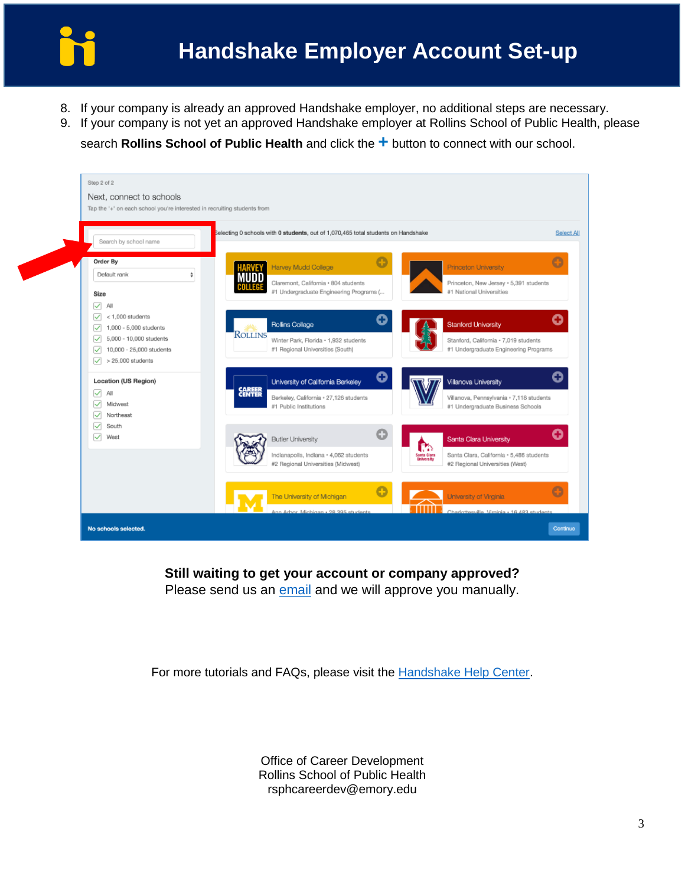# Handshake Employer Account Set-up

8. If your company is already an approved Handshake employer, no additional steps are necessary.
9. If your company is not yet an approved Handshake employer at Rollins School of Public Health, please search **Rollins School of Public Health** and click the **+** button to connect with our school.

**Still waiting to get your account or company approved?**
Please send us an email and we will approve you manually.

For more tutorials and FAQs, please visit the Handshake Help Center.

Office of Career Development
Rollins School of Public Health
rsphcareerdev@emory.edu